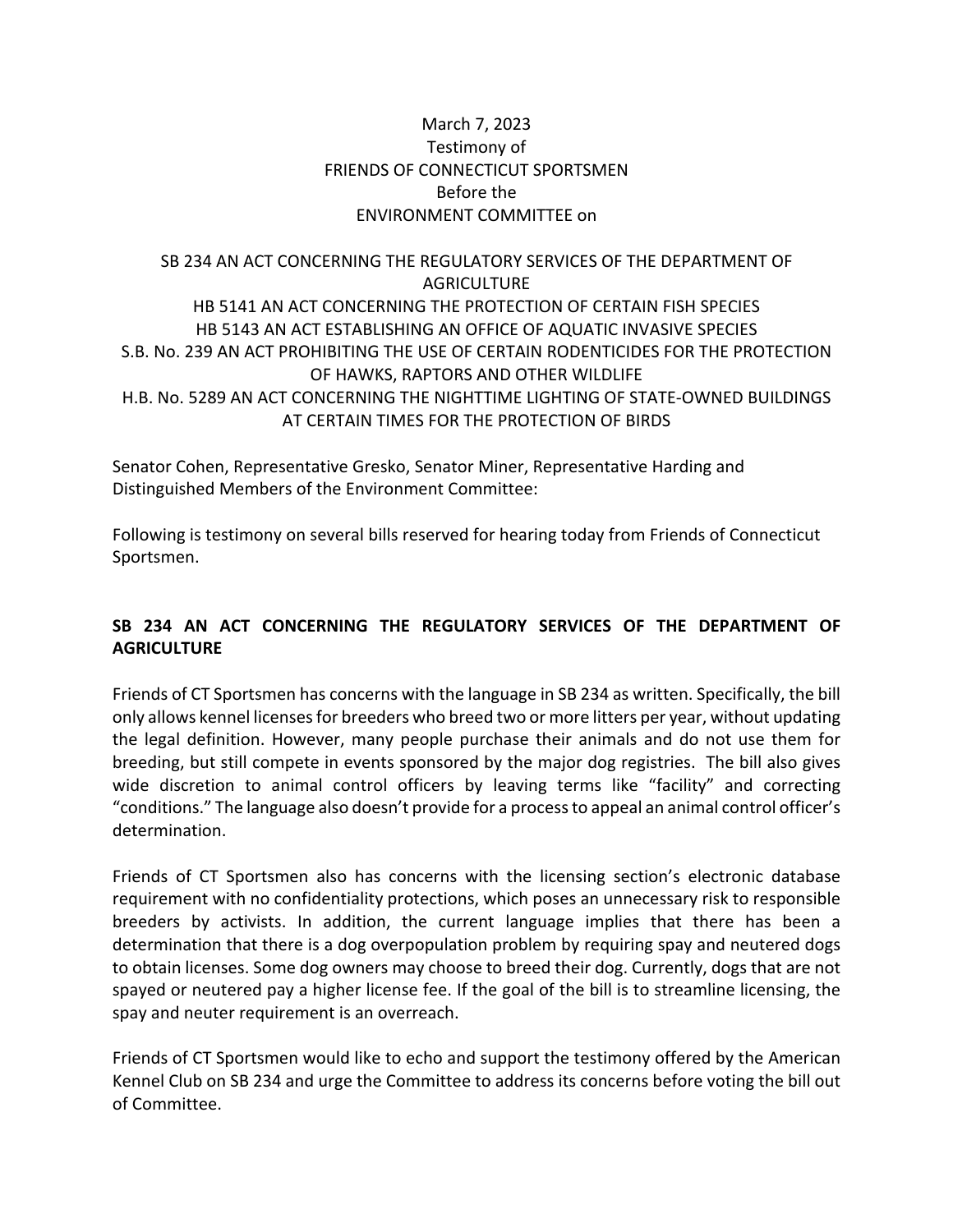March 7, 2023
Testimony of
FRIENDS OF CONNECTICUT SPORTSMEN
Before the
ENVIRONMENT COMMITTEE on

SB 234 AN ACT CONCERNING THE REGULATORY SERVICES OF THE DEPARTMENT OF AGRICULTURE
HB 5141 AN ACT CONCERNING THE PROTECTION OF CERTAIN FISH SPECIES
HB 5143 AN ACT ESTABLISHING AN OFFICE OF AQUATIC INVASIVE SPECIES
S.B. No. 239 AN ACT PROHIBITING THE USE OF CERTAIN RODENTICIDES FOR THE PROTECTION OF HAWKS, RAPTORS AND OTHER WILDLIFE
H.B. No. 5289 AN ACT CONCERNING THE NIGHTTIME LIGHTING OF STATE-OWNED BUILDINGS AT CERTAIN TIMES FOR THE PROTECTION OF BIRDS

Senator Cohen, Representative Gresko, Senator Miner, Representative Harding and Distinguished Members of the Environment Committee:

Following is testimony on several bills reserved for hearing today from Friends of Connecticut Sportsmen.

**SB 234 AN ACT CONCERNING THE REGULATORY SERVICES OF THE DEPARTMENT OF AGRICULTURE**

Friends of CT Sportsmen has concerns with the language in SB 234 as written. Specifically, the bill only allows kennel licenses for breeders who breed two or more litters per year, without updating the legal definition. However, many people purchase their animals and do not use them for breeding, but still compete in events sponsored by the major dog registries. The bill also gives wide discretion to animal control officers by leaving terms like "facility" and correcting "conditions." The language also doesn't provide for a process to appeal an animal control officer's determination.

Friends of CT Sportsmen also has concerns with the licensing section's electronic database requirement with no confidentiality protections, which poses an unnecessary risk to responsible breeders by activists. In addition, the current language implies that there has been a determination that there is a dog overpopulation problem by requiring spay and neutered dogs to obtain licenses. Some dog owners may choose to breed their dog. Currently, dogs that are not spayed or neutered pay a higher license fee. If the goal of the bill is to streamline licensing, the spay and neuter requirement is an overreach.

Friends of CT Sportsmen would like to echo and support the testimony offered by the American Kennel Club on SB 234 and urge the Committee to address its concerns before voting the bill out of Committee.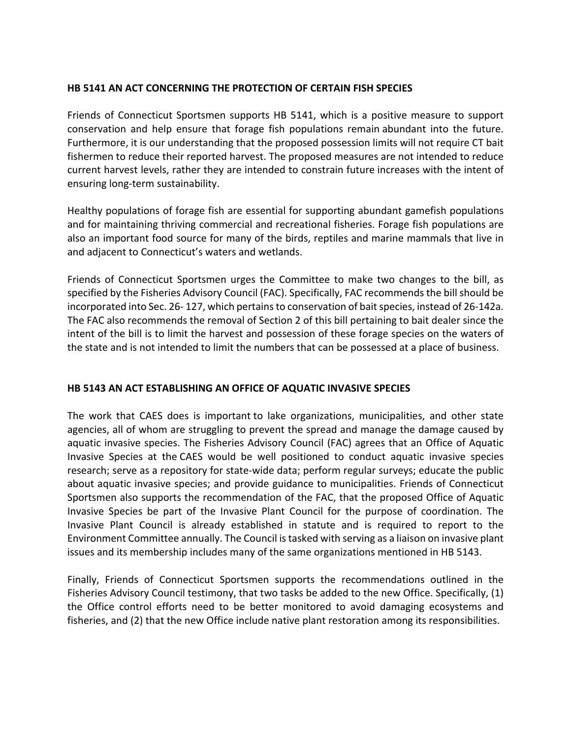**HB 5141 AN ACT CONCERNING THE PROTECTION OF CERTAIN FISH SPECIES**

Friends of Connecticut Sportsmen supports HB 5141, which is a positive measure to support conservation and help ensure that forage fish populations remain abundant into the future. Furthermore, it is our understanding that the proposed possession limits will not require CT bait fishermen to reduce their reported harvest. The proposed measures are not intended to reduce current harvest levels, rather they are intended to constrain future increases with the intent of ensuring long-term sustainability.

Healthy populations of forage fish are essential for supporting abundant gamefish populations and for maintaining thriving commercial and recreational fisheries. Forage fish populations are also an important food source for many of the birds, reptiles and marine mammals that live in and adjacent to Connecticut's waters and wetlands.

Friends of Connecticut Sportsmen urges the Committee to make two changes to the bill, as specified by the Fisheries Advisory Council (FAC). Specifically, FAC recommends the bill should be incorporated into Sec. 26- 127, which pertains to conservation of bait species, instead of 26-142a. The FAC also recommends the removal of Section 2 of this bill pertaining to bait dealer since the intent of the bill is to limit the harvest and possession of these forage species on the waters of the state and is not intended to limit the numbers that can be possessed at a place of business.

**HB 5143 AN ACT ESTABLISHING AN OFFICE OF AQUATIC INVASIVE SPECIES**

The work that CAES does is important to lake organizations, municipalities, and other state agencies, all of whom are struggling to prevent the spread and manage the damage caused by aquatic invasive species. The Fisheries Advisory Council (FAC) agrees that an Office of Aquatic Invasive Species at the CAES would be well positioned to conduct aquatic invasive species research; serve as a repository for state-wide data; perform regular surveys; educate the public about aquatic invasive species; and provide guidance to municipalities. Friends of Connecticut Sportsmen also supports the recommendation of the FAC, that the proposed Office of Aquatic Invasive Species be part of the Invasive Plant Council for the purpose of coordination. The Invasive Plant Council is already established in statute and is required to report to the Environment Committee annually. The Council is tasked with serving as a liaison on invasive plant issues and its membership includes many of the same organizations mentioned in HB 5143.

Finally, Friends of Connecticut Sportsmen supports the recommendations outlined in the Fisheries Advisory Council testimony, that two tasks be added to the new Office. Specifically, (1) the Office control efforts need to be better monitored to avoid damaging ecosystems and fisheries, and (2) that the new Office include native plant restoration among its responsibilities.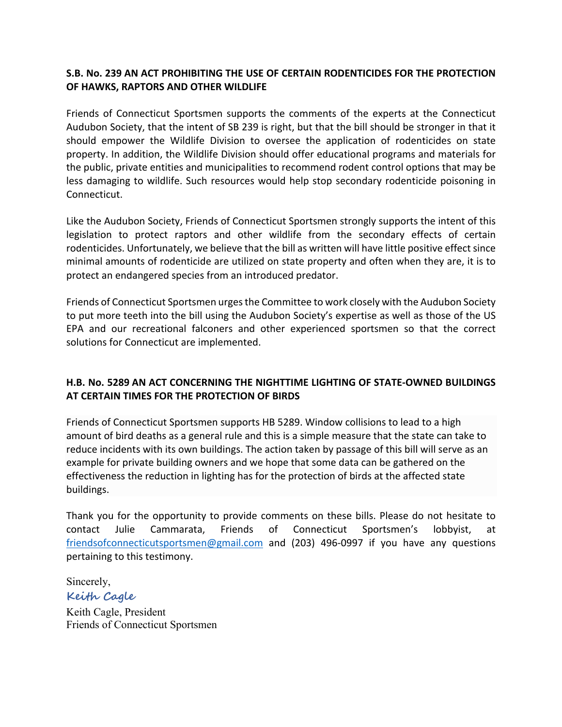**S.B. No. 239 AN ACT PROHIBITING THE USE OF CERTAIN RODENTICIDES FOR THE PROTECTION OF HAWKS, RAPTORS AND OTHER WILDLIFE**

Friends of Connecticut Sportsmen supports the comments of the experts at the Connecticut Audubon Society, that the intent of SB 239 is right, but that the bill should be stronger in that it should empower the Wildlife Division to oversee the application of rodenticides on state property. In addition, the Wildlife Division should offer educational programs and materials for the public, private entities and municipalities to recommend rodent control options that may be less damaging to wildlife. Such resources would help stop secondary rodenticide poisoning in Connecticut.

Like the Audubon Society, Friends of Connecticut Sportsmen strongly supports the intent of this legislation to protect raptors and other wildlife from the secondary effects of certain rodenticides. Unfortunately, we believe that the bill as written will have little positive effect since minimal amounts of rodenticide are utilized on state property and often when they are, it is to protect an endangered species from an introduced predator.

Friends of Connecticut Sportsmen urges the Committee to work closely with the Audubon Society to put more teeth into the bill using the Audubon Society's expertise as well as those of the US EPA and our recreational falconers and other experienced sportsmen so that the correct solutions for Connecticut are implemented.

**H.B. No. 5289 AN ACT CONCERNING THE NIGHTTIME LIGHTING OF STATE-OWNED BUILDINGS AT CERTAIN TIMES FOR THE PROTECTION OF BIRDS**

Friends of Connecticut Sportsmen supports HB 5289. Window collisions to lead to a high amount of bird deaths as a general rule and this is a simple measure that the state can take to reduce incidents with its own buildings. The action taken by passage of this bill will serve as an example for private building owners and we hope that some data can be gathered on the effectiveness the reduction in lighting has for the protection of birds at the affected state buildings.

Thank you for the opportunity to provide comments on these bills. Please do not hesitate to contact Julie Cammarata, Friends of Connecticut Sportsmen's lobbyist, at friendsofconnecticutsportsmen@gmail.com and (203) 496-0997 if you have any questions pertaining to this testimony.

Sincerely,

*Keith Cagle*

Keith Cagle, President
Friends of Connecticut Sportsmen